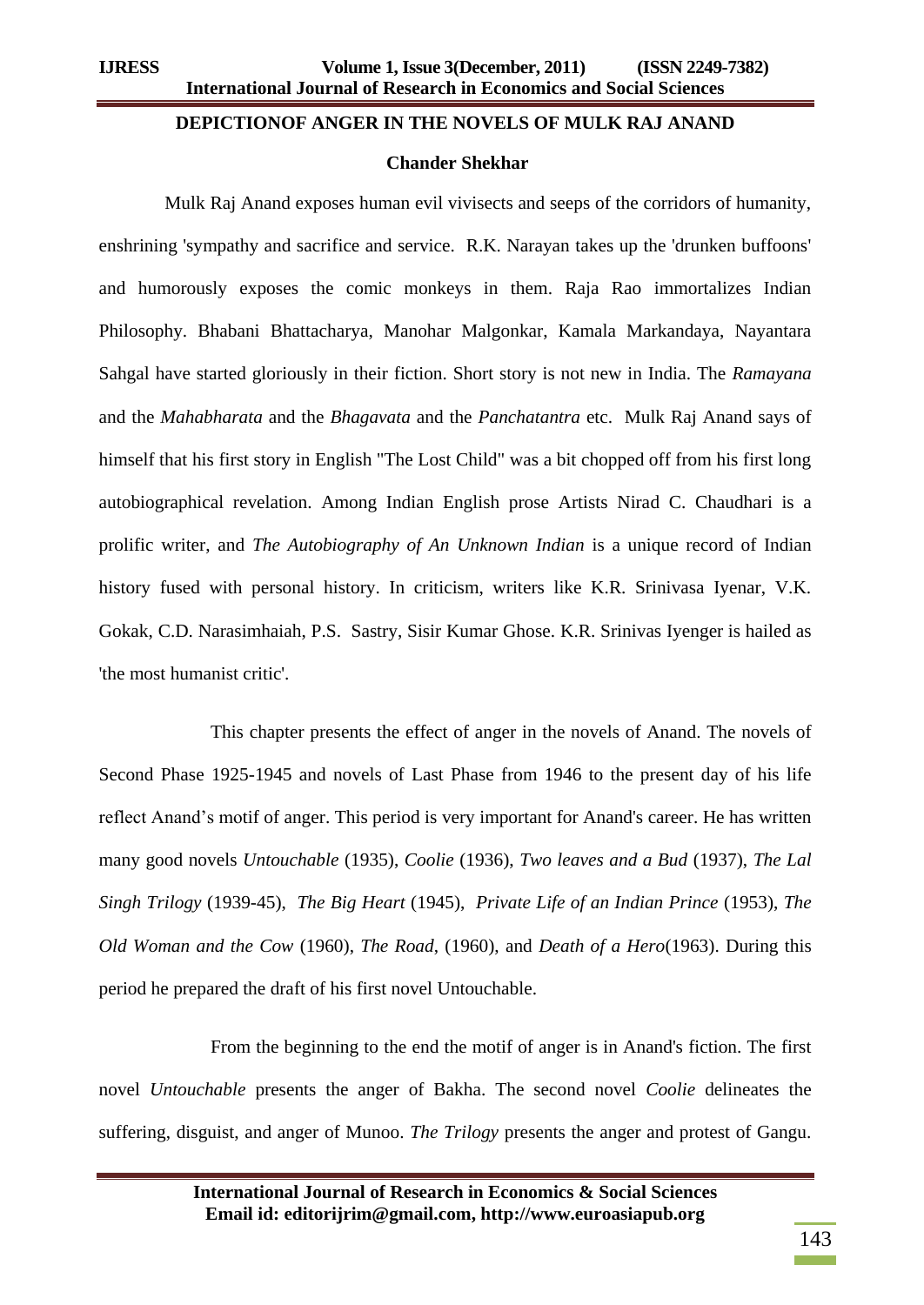# DEPICTIONOF ANGER IN THE NOVELS OF MULK RAJ ANAND

**Chander Shekhar**

Mulk Raj Anand exposes human evil vivisects and seeps of the corridors of humanity, enshrining 'sympathy and sacrifice and service. R.K. Narayan takes up the 'drunken buffoons' and humorously exposes the comic monkeys in them. Raja Rao immortalizes Indian Philosophy. Bhabani Bhattacharya, Manohar Malgonkar, Kamala Markandaya, Nayantara Sahgal have started gloriously in their fiction. Short story is not new in India. The *Ramayana* and the *Mahabharata* and the *Bhagavata* and the *Panchatantra* etc. Mulk Raj Anand says of himself that his first story in English "The Lost Child" was a bit chopped off from his first long autobiographical revelation. Among Indian English prose Artists Nirad C. Chaudhari is a prolific writer, and *The Autobiography of An Unknown Indian* is a unique record of Indian history fused with personal history. In criticism, writers like K.R. Srinivasa Iyenar, V.K. Gokak, C.D. Narasimhaiah, P.S. Sastry, Sisir Kumar Ghose. K.R. Srinivas Iyenger is hailed as 'the most humanist critic'.

This chapter presents the effect of anger in the novels of Anand. The novels of Second Phase 1925-1945 and novels of Last Phase from 1946 to the present day of his life reflect Anand's motif of anger. This period is very important for Anand's career. He has written many good novels *Untouchable* (1935), *Coolie* (1936), *Two leaves and a Bud* (1937), *The Lal Singh Trilogy* (1939-45), *The Big Heart* (1945), *Private Life of an Indian Prince* (1953), *The Old Woman and the Cow* (1960), *The Road*, (1960), and *Death of a Hero*(1963). During this period he prepared the draft of his first novel Untouchable.

From the beginning to the end the motif of anger is in Anand's fiction. The first novel *Untouchable* presents the anger of Bakha. The second novel *Coolie* delineates the suffering, disguist, and anger of Munoo. *The Trilogy* presents the anger and protest of Gangu.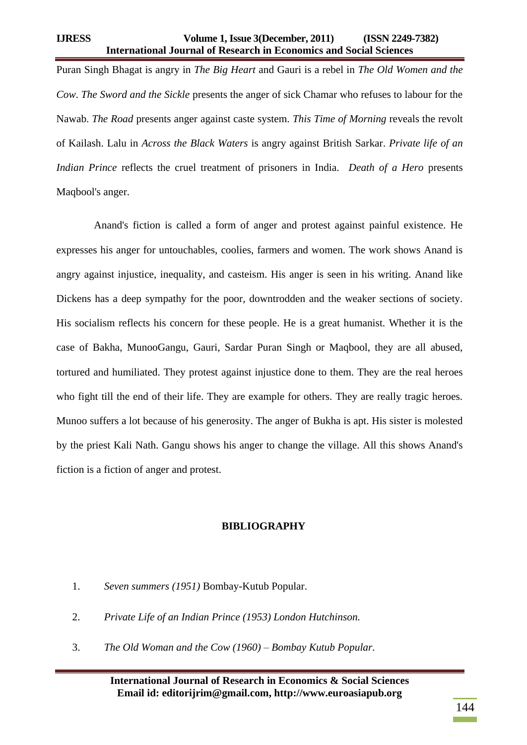Puran Singh Bhagat is angry in *The Big Heart* and Gauri is a rebel in *The Old Women and the Cow*. *The Sword and the Sickle* presents the anger of sick Chamar who refuses to labour for the Nawab. *The Road* presents anger against caste system. *This Time of Morning* reveals the revolt of Kailash. Lalu in *Across the Black Waters* is angry against British Sarkar. *Private life of an Indian Prince* reflects the cruel treatment of prisoners in India. *Death of a Hero* presents Maqbool's anger.

Anand's fiction is called a form of anger and protest against painful existence. He expresses his anger for untouchables, coolies, farmers and women. The work shows Anand is angry against injustice, inequality, and casteism. His anger is seen in his writing. Anand like Dickens has a deep sympathy for the poor, downtrodden and the weaker sections of society. His socialism reflects his concern for these people. He is a great humanist. Whether it is the case of Bakha, MunooGangu, Gauri, Sardar Puran Singh or Maqbool, they are all abused, tortured and humiliated. They protest against injustice done to them. They are the real heroes who fight till the end of their life. They are example for others. They are really tragic heroes. Munoo suffers a lot because of his generosity. The anger of Bukha is apt. His sister is molested by the priest Kali Nath. Gangu shows his anger to change the village. All this shows Anand's fiction is a fiction of anger and protest.

## BIBLIOGRAPHY

1. *Seven summers (1951)* Bombay-Kutub Popular.
2. *Private Life of an Indian Prince (1953) London Hutchinson.*
3. *The Old Woman and the Cow (1960) – Bombay Kutub Popular.*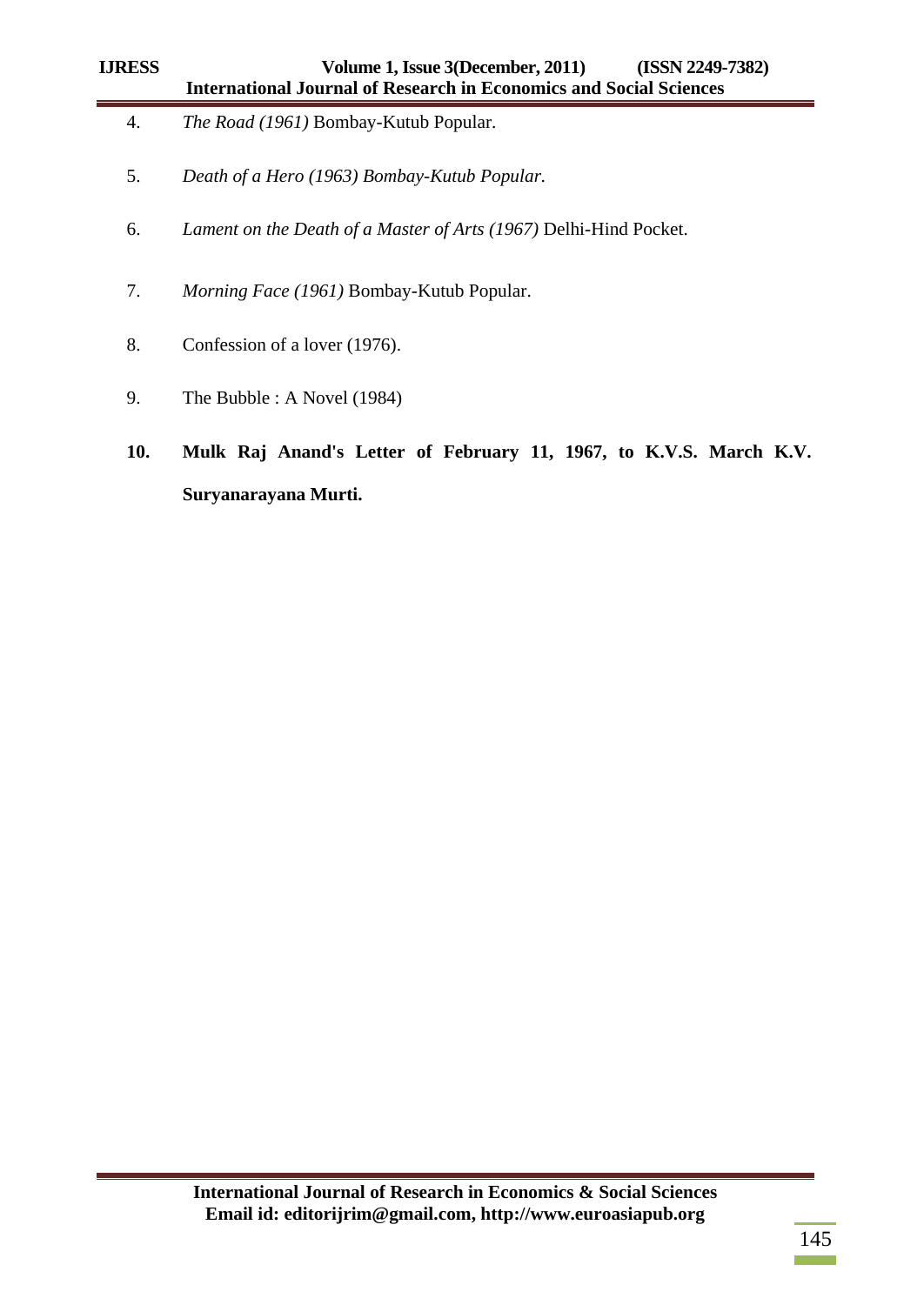4. *The Road (1961)* Bombay-Kutub Popular.

5. *Death of a Hero (1963) Bombay-Kutub Popular.*

6. *Lament on the Death of a Master of Arts (1967)* Delhi-Hind Pocket.

7. *Morning Face (1961)* Bombay-Kutub Popular.

8. Confession of a lover (1976).

9. The Bubble : A Novel (1984)

10. **Mulk Raj Anand's Letter of February 11, 1967, to K.V.S. March K.V. Suryanarayana Murti.**